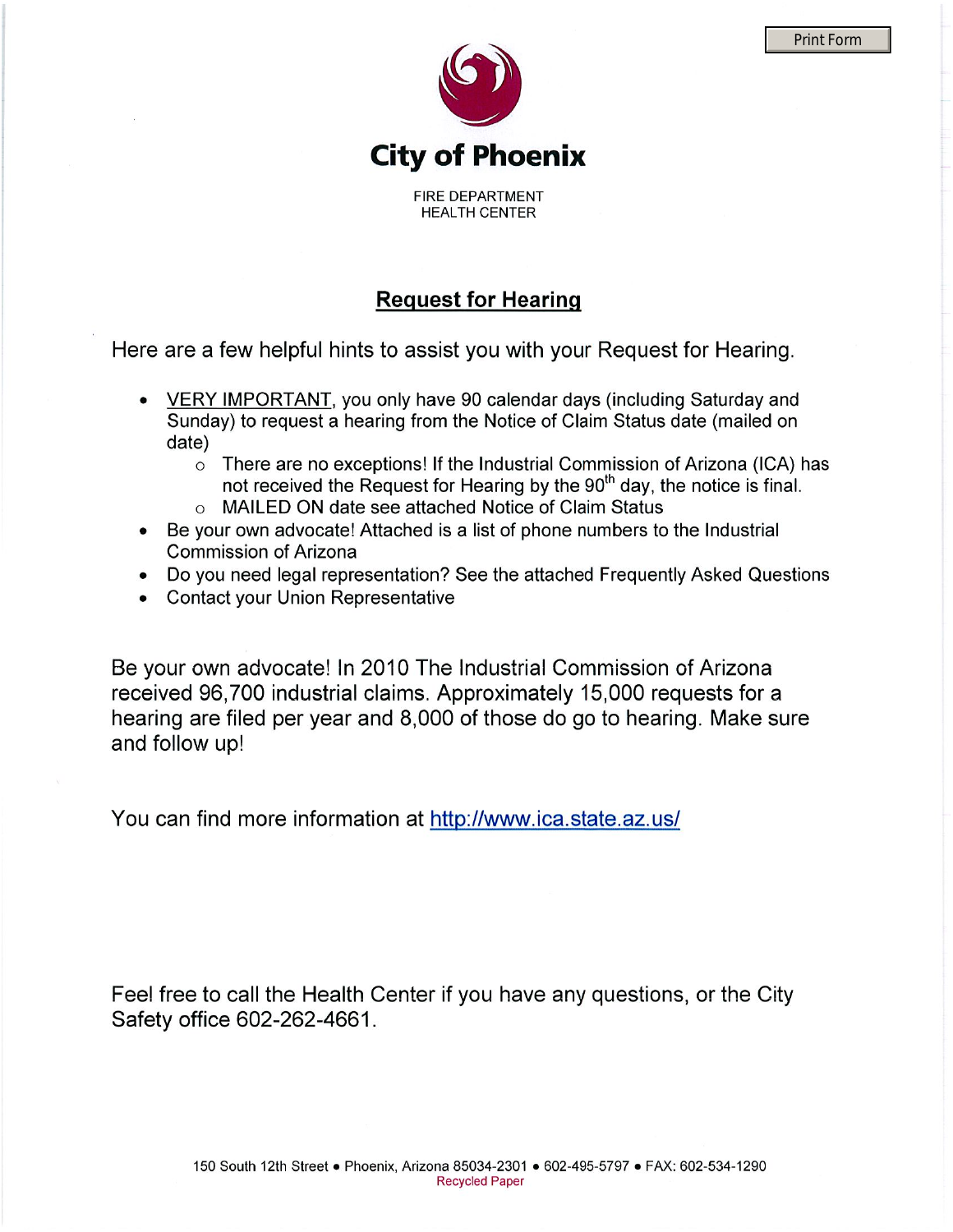# City of Phoenix

FIRE DEPARTMENT
HEALTH CENTER

## Request for Hearing

Here are a few helpful hints to assist you with your Request for Hearing.

- VERY IMPORTANT, you only have 90 calendar days (including Saturday and Sunday) to request a hearing from the Notice of Claim Status date (mailed on date)
  - There are no exceptions! If the Industrial Commission of Arizona (ICA) has not received the Request for Hearing by the 90th day, the notice is final.
  - MAILED ON date see attached Notice of Claim Status
- Be your own advocate! Attached is a list of phone numbers to the Industrial Commission of Arizona
- Do you need legal representation? See the attached Frequently Asked Questions
- Contact your Union Representative

Be your own advocate! In 2010 The Industrial Commission of Arizona received 96,700 industrial claims. Approximately 15,000 requests for a hearing are filed per year and 8,000 of those do go to hearing. Make sure and follow up!

You can find more information at http://www.ica.state.az.us/

Feel free to call the Health Center if you have any questions, or the City Safety office 602-262-4661.

150 South 12th Street • Phoenix, Arizona 85034-2301 • 602-495-5797 • FAX: 602-534-1290

Recycled Paper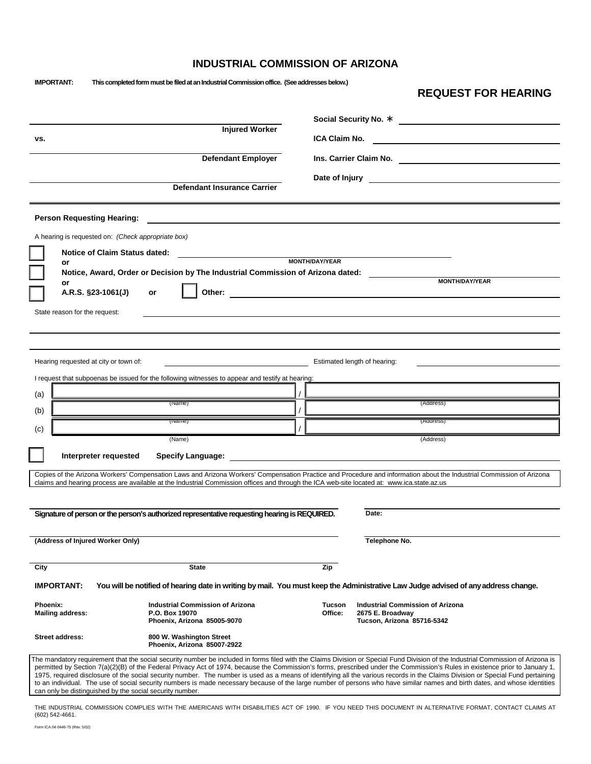# INDUSTRIAL COMMISSION OF ARIZONA

**IMPORTANT:** **This completed form must be filed at an Industrial Commission office. (See addresses below.)**

## REQUEST FOR HEARING

| | |
|---|---|
| ____________________ **Injured Worker** | **Social Security No. ∗** ____________________ |
| **vs.** | **ICA Claim No.** ____________________ |
| ____________________ **Defendant Employer** | **Ins. Carrier Claim No.** ____________________ |
| ____________________ **Defendant Insurance Carrier** | **Date of Injury** ____________________ |

**Person Requesting Hearing:** ____________________

A hearing is requested on: *(Check appropriate box)*

☐ **Notice of Claim Status dated:** ____________________ MONTH/DAY/YEAR

**or**

☐ **Notice, Award, Order or Decision by The Industrial Commission of Arizona dated:** ____________________ MONTH/DAY/YEAR

**or**

☐ **A.R.S. §23-1061(J)** **or** ☐ **Other:** ____________________

State reason for the request: ____________________

Hearing requested at city or town of: ____________________ Estimated length of hearing: ____________________

I request that subpoenas be issued for the following witnesses to appear and testify at hearing:

| | (Name) | (Address) |
|---|---|---|
| (a) | | / |
| (b) | | / |
| (c) | | / |

☐ **Interpreter requested** **Specify Language:** ____________________

Copies of the Arizona Workers' Compensation Laws and Arizona Workers' Compensation Practice and Procedure and information about the Industrial Commission of Arizona claims and hearing process are available at the Industrial Commission offices and through the ICA web-site located at: www.ica.state.az.us

**Signature of person or the person's authorized representative requesting hearing is REQUIRED.** **Date:**

**(Address of Injured Worker Only)** **Telephone No.**

**City** **State** **Zip**

**IMPORTANT:** **You will be notified of hearing date in writing by mail. You must keep the Administrative Law Judge advised of any address change.**

| | | | |
|---|---|---|---|
| **Phoenix:** **Mailing address:** | **Industrial Commission of Arizona** **P.O. Box 19070** **Phoenix, Arizona 85005-9070** | **Tucson Office:** | **Industrial Commission of Arizona** **2675 E. Broadway** **Tucson, Arizona 85716-5342** |
| **Street address:** | **800 W. Washington Street** **Phoenix, Arizona 85007-2922** | | |

The mandatory requirement that the social security number be included in forms filed with the Claims Division or Special Fund Division of the Industrial Commission of Arizona is permitted by Section 7(a)(2)(B) of the Federal Privacy Act of 1974, because the Commission's forms, prescribed under the Commission's Rules in existence prior to January 1, 1975, required disclosure of the social security number. The number is used as a means of identifying all the various records in the Claims Division or Special Fund pertaining to an individual. The use of social security numbers is made necessary because of the large number of persons who have similar names and birth dates, and whose identities can only be distinguished by the social security number.

THE INDUSTRIAL COMMISSION COMPLIES WITH THE AMERICANS WITH DISABILITIES ACT OF 1990. IF YOU NEED THIS DOCUMENT IN ALTERNATIVE FORMAT, CONTACT CLAIMS AT (602) 542-4661.

Form ICA 04-0446-75 (Rev. 5/02)